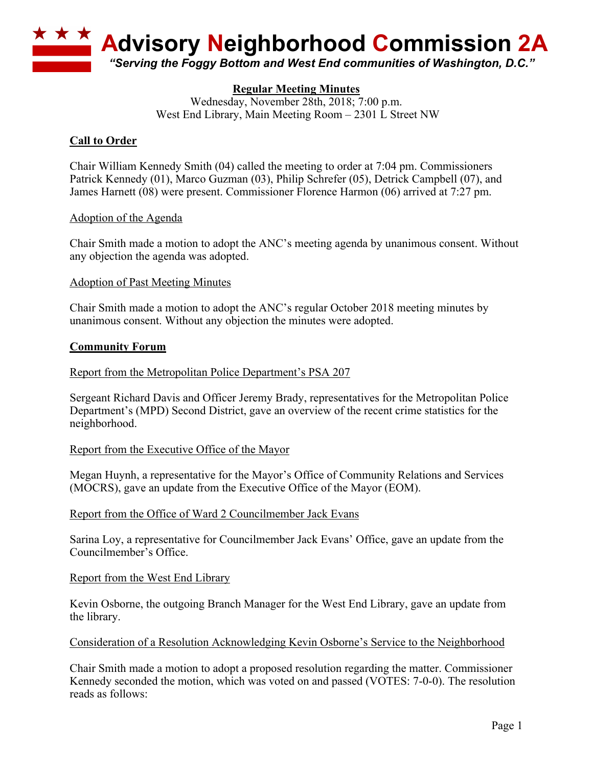# Advisory Neighborhood Commission 2A

*"Serving the Foggy Bottom and West End communities of Washington, D.C."*

**Regular Meeting Minutes**
Wednesday, November 28th, 2018; 7:00 p.m.
West End Library, Main Meeting Room – 2301 L Street NW

## Call to Order

Chair William Kennedy Smith (04) called the meeting to order at 7:04 pm. Commissioners Patrick Kennedy (01), Marco Guzman (03), Philip Schrefer (05), Detrick Campbell (07), and James Harnett (08) were present. Commissioner Florence Harmon (06) arrived at 7:27 pm.

### Adoption of the Agenda

Chair Smith made a motion to adopt the ANC's meeting agenda by unanimous consent. Without any objection the agenda was adopted.

### Adoption of Past Meeting Minutes

Chair Smith made a motion to adopt the ANC's regular October 2018 meeting minutes by unanimous consent. Without any objection the minutes were adopted.

## Community Forum

### Report from the Metropolitan Police Department's PSA 207

Sergeant Richard Davis and Officer Jeremy Brady, representatives for the Metropolitan Police Department's (MPD) Second District, gave an overview of the recent crime statistics for the neighborhood.

### Report from the Executive Office of the Mayor

Megan Huynh, a representative for the Mayor's Office of Community Relations and Services (MOCRS), gave an update from the Executive Office of the Mayor (EOM).

### Report from the Office of Ward 2 Councilmember Jack Evans

Sarina Loy, a representative for Councilmember Jack Evans' Office, gave an update from the Councilmember's Office.

### Report from the West End Library

Kevin Osborne, the outgoing Branch Manager for the West End Library, gave an update from the library.

### Consideration of a Resolution Acknowledging Kevin Osborne's Service to the Neighborhood

Chair Smith made a motion to adopt a proposed resolution regarding the matter. Commissioner Kennedy seconded the motion, which was voted on and passed (VOTES: 7-0-0). The resolution reads as follows: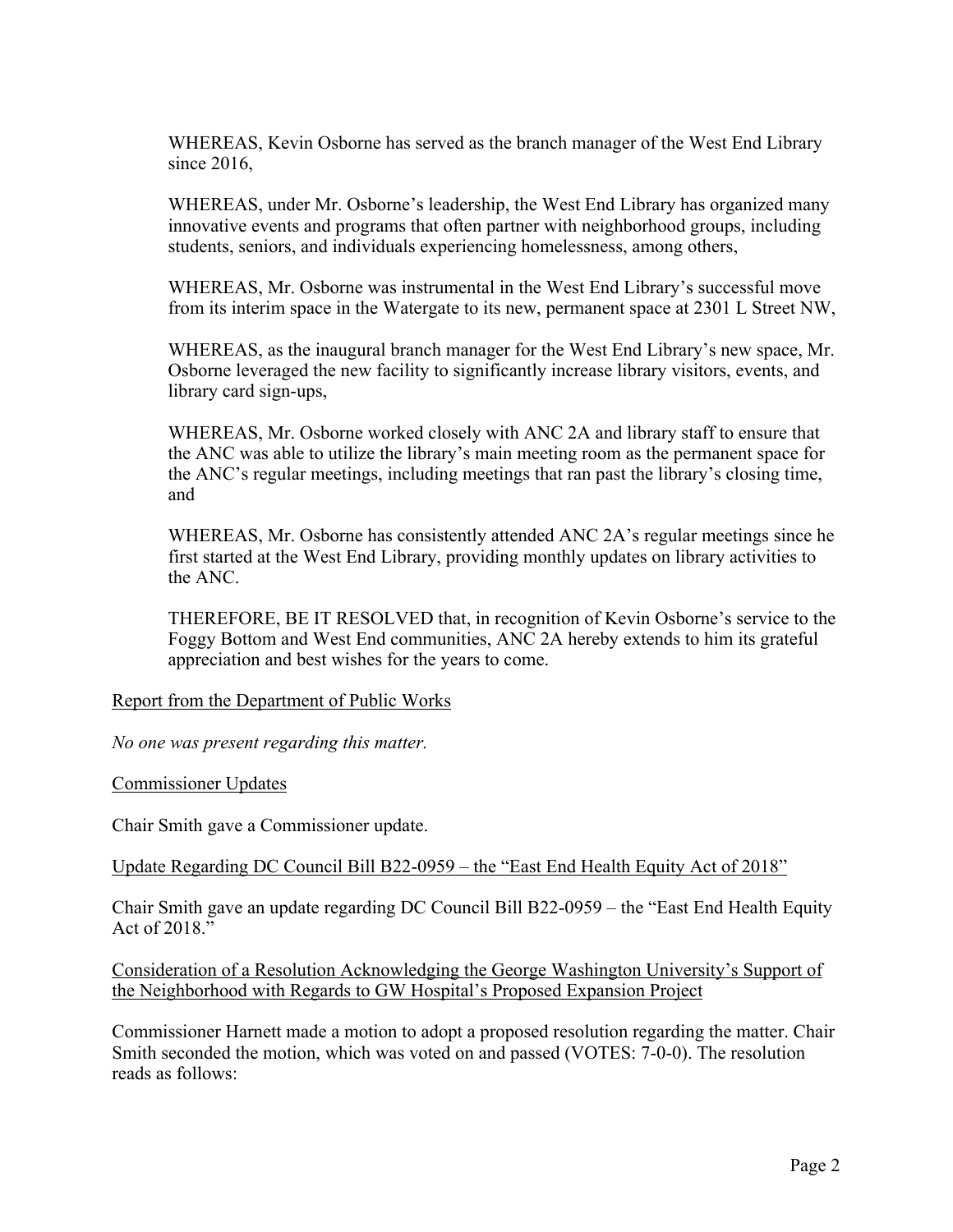WHEREAS, Kevin Osborne has served as the branch manager of the West End Library since 2016,

WHEREAS, under Mr. Osborne's leadership, the West End Library has organized many innovative events and programs that often partner with neighborhood groups, including students, seniors, and individuals experiencing homelessness, among others,

WHEREAS, Mr. Osborne was instrumental in the West End Library's successful move from its interim space in the Watergate to its new, permanent space at 2301 L Street NW,

WHEREAS, as the inaugural branch manager for the West End Library's new space, Mr. Osborne leveraged the new facility to significantly increase library visitors, events, and library card sign-ups,

WHEREAS, Mr. Osborne worked closely with ANC 2A and library staff to ensure that the ANC was able to utilize the library's main meeting room as the permanent space for the ANC's regular meetings, including meetings that ran past the library's closing time, and

WHEREAS, Mr. Osborne has consistently attended ANC 2A's regular meetings since he first started at the West End Library, providing monthly updates on library activities to the ANC.

THEREFORE, BE IT RESOLVED that, in recognition of Kevin Osborne's service to the Foggy Bottom and West End communities, ANC 2A hereby extends to him its grateful appreciation and best wishes for the years to come.

<u>Report from the Department of Public Works</u>

*No one was present regarding this matter.*

<u>Commissioner Updates</u>

Chair Smith gave a Commissioner update.

<u>Update Regarding DC Council Bill B22-0959 – the "East End Health Equity Act of 2018"</u>

Chair Smith gave an update regarding DC Council Bill B22-0959 – the "East End Health Equity Act of 2018."

<u>Consideration of a Resolution Acknowledging the George Washington University's Support of the Neighborhood with Regards to GW Hospital's Proposed Expansion Project</u>

Commissioner Harnett made a motion to adopt a proposed resolution regarding the matter. Chair Smith seconded the motion, which was voted on and passed (VOTES: 7-0-0). The resolution reads as follows: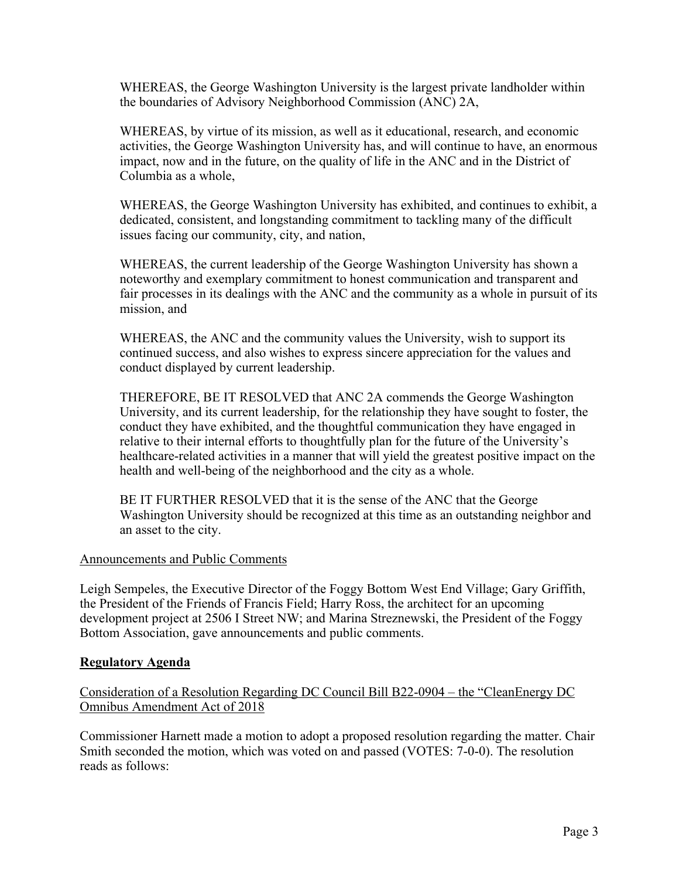WHEREAS, the George Washington University is the largest private landholder within the boundaries of Advisory Neighborhood Commission (ANC) 2A,

WHEREAS, by virtue of its mission, as well as it educational, research, and economic activities, the George Washington University has, and will continue to have, an enormous impact, now and in the future, on the quality of life in the ANC and in the District of Columbia as a whole,

WHEREAS, the George Washington University has exhibited, and continues to exhibit, a dedicated, consistent, and longstanding commitment to tackling many of the difficult issues facing our community, city, and nation,

WHEREAS, the current leadership of the George Washington University has shown a noteworthy and exemplary commitment to honest communication and transparent and fair processes in its dealings with the ANC and the community as a whole in pursuit of its mission, and

WHEREAS, the ANC and the community values the University, wish to support its continued success, and also wishes to express sincere appreciation for the values and conduct displayed by current leadership.

THEREFORE, BE IT RESOLVED that ANC 2A commends the George Washington University, and its current leadership, for the relationship they have sought to foster, the conduct they have exhibited, and the thoughtful communication they have engaged in relative to their internal efforts to thoughtfully plan for the future of the University's healthcare-related activities in a manner that will yield the greatest positive impact on the health and well-being of the neighborhood and the city as a whole.

BE IT FURTHER RESOLVED that it is the sense of the ANC that the George Washington University should be recognized at this time as an outstanding neighbor and an asset to the city.

Announcements and Public Comments

Leigh Sempeles, the Executive Director of the Foggy Bottom West End Village; Gary Griffith, the President of the Friends of Francis Field; Harry Ross, the architect for an upcoming development project at 2506 I Street NW; and Marina Streznewski, the President of the Foggy Bottom Association, gave announcements and public comments.

## Regulatory Agenda

Consideration of a Resolution Regarding DC Council Bill B22-0904 – the "CleanEnergy DC Omnibus Amendment Act of 2018

Commissioner Harnett made a motion to adopt a proposed resolution regarding the matter. Chair Smith seconded the motion, which was voted on and passed (VOTES: 7-0-0). The resolution reads as follows: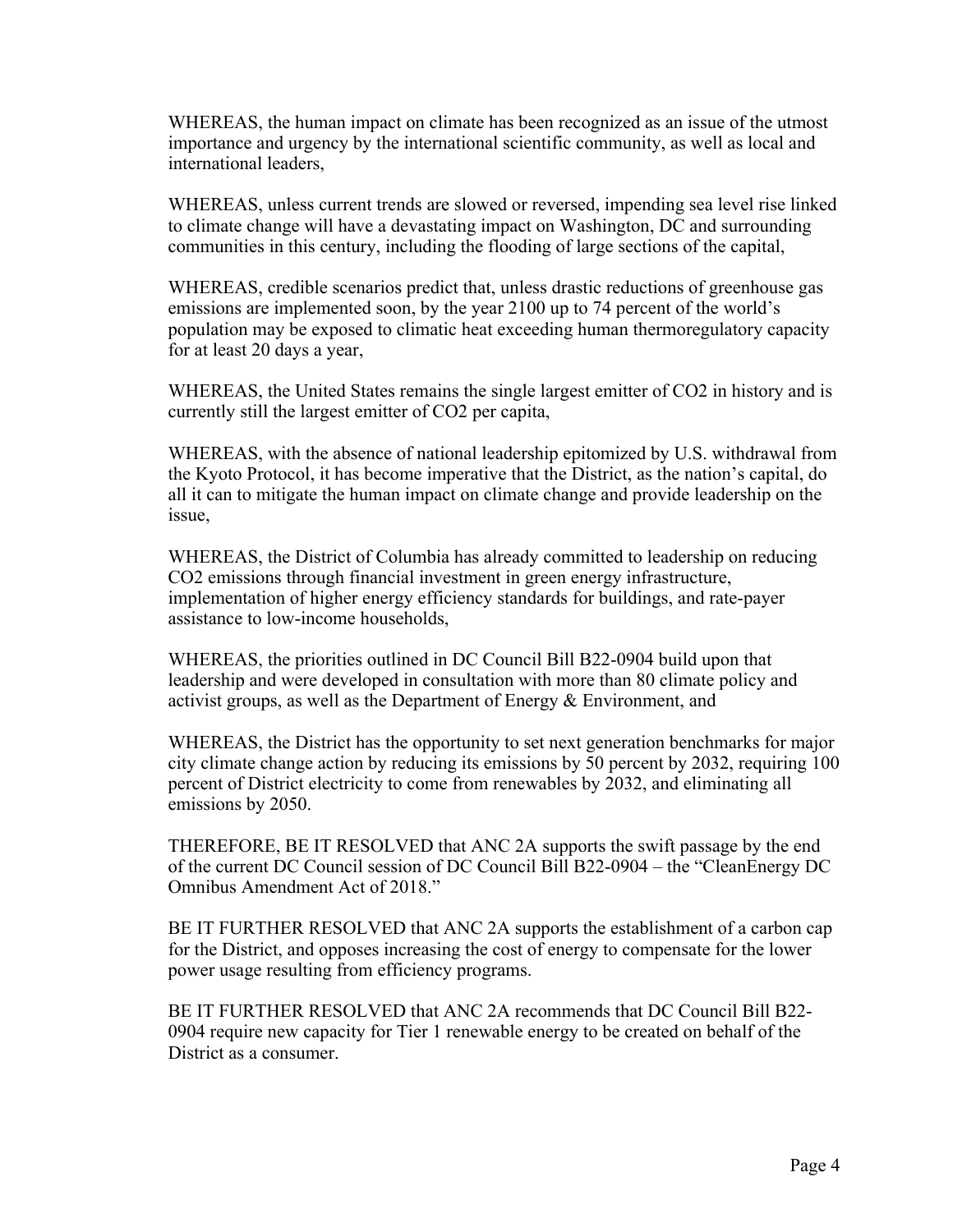WHEREAS, the human impact on climate has been recognized as an issue of the utmost importance and urgency by the international scientific community, as well as local and international leaders,

WHEREAS, unless current trends are slowed or reversed, impending sea level rise linked to climate change will have a devastating impact on Washington, DC and surrounding communities in this century, including the flooding of large sections of the capital,

WHEREAS, credible scenarios predict that, unless drastic reductions of greenhouse gas emissions are implemented soon, by the year 2100 up to 74 percent of the world's population may be exposed to climatic heat exceeding human thermoregulatory capacity for at least 20 days a year,

WHEREAS, the United States remains the single largest emitter of $CO_2$ in history and is currently still the largest emitter of $CO_2$ per capita,

WHEREAS, with the absence of national leadership epitomized by U.S. withdrawal from the Kyoto Protocol, it has become imperative that the District, as the nation's capital, do all it can to mitigate the human impact on climate change and provide leadership on the issue,

WHEREAS, the District of Columbia has already committed to leadership on reducing $CO_2$ emissions through financial investment in green energy infrastructure, implementation of higher energy efficiency standards for buildings, and rate-payer assistance to low-income households,

WHEREAS, the priorities outlined in DC Council Bill B22-0904 build upon that leadership and were developed in consultation with more than 80 climate policy and activist groups, as well as the Department of Energy & Environment, and

WHEREAS, the District has the opportunity to set next generation benchmarks for major city climate change action by reducing its emissions by 50 percent by 2032, requiring 100 percent of District electricity to come from renewables by 2032, and eliminating all emissions by 2050.

THEREFORE, BE IT RESOLVED that ANC 2A supports the swift passage by the end of the current DC Council session of DC Council Bill B22-0904 – the "CleanEnergy DC Omnibus Amendment Act of 2018."

BE IT FURTHER RESOLVED that ANC 2A supports the establishment of a carbon cap for the District, and opposes increasing the cost of energy to compensate for the lower power usage resulting from efficiency programs.

BE IT FURTHER RESOLVED that ANC 2A recommends that DC Council Bill B22-0904 require new capacity for Tier 1 renewable energy to be created on behalf of the District as a consumer.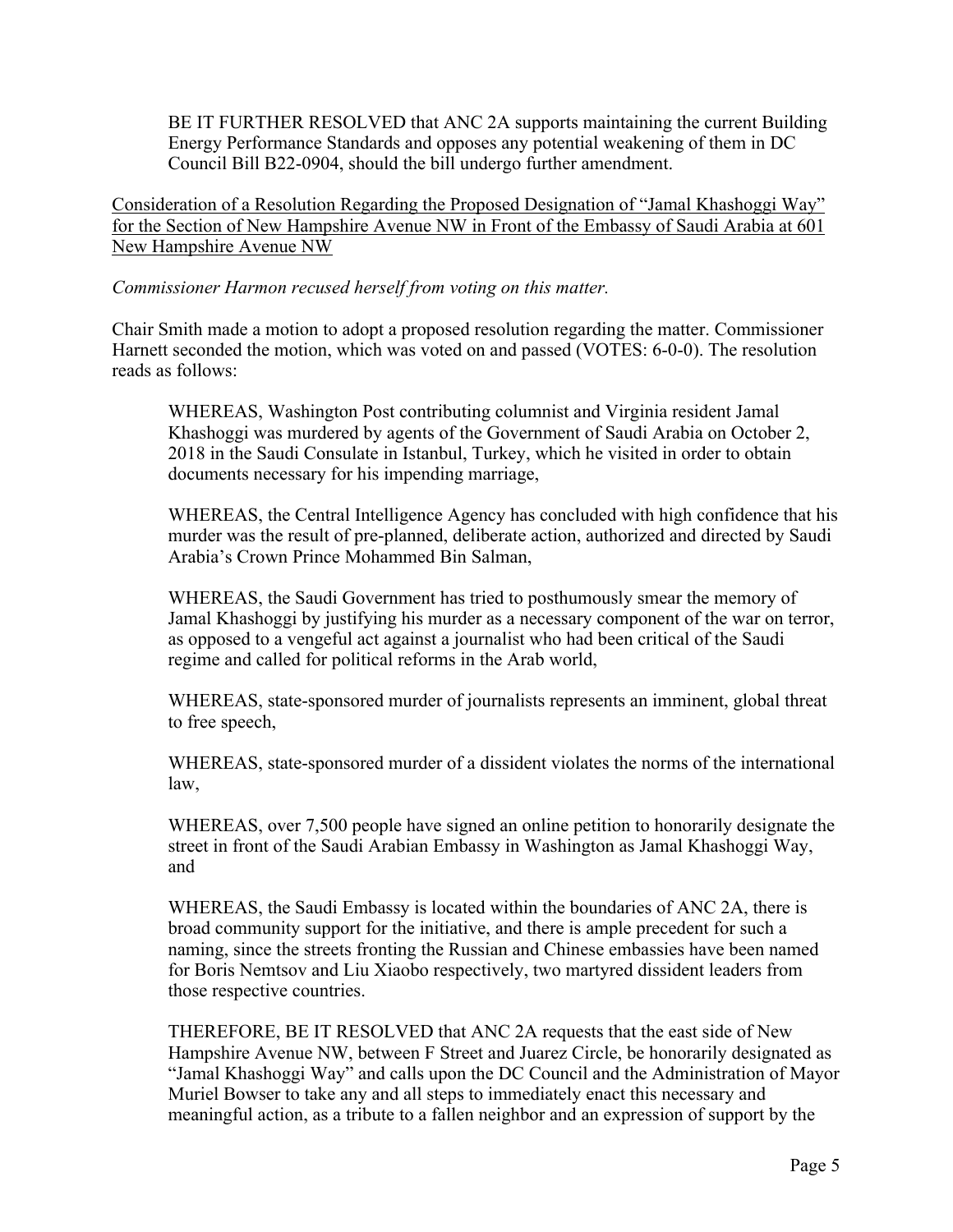BE IT FURTHER RESOLVED that ANC 2A supports maintaining the current Building Energy Performance Standards and opposes any potential weakening of them in DC Council Bill B22-0904, should the bill undergo further amendment.

<u>Consideration of a Resolution Regarding the Proposed Designation of "Jamal Khashoggi Way" for the Section of New Hampshire Avenue NW in Front of the Embassy of Saudi Arabia at 601 New Hampshire Avenue NW</u>

*Commissioner Harmon recused herself from voting on this matter.*

Chair Smith made a motion to adopt a proposed resolution regarding the matter. Commissioner Harnett seconded the motion, which was voted on and passed (VOTES: 6-0-0). The resolution reads as follows:

> WHEREAS, Washington Post contributing columnist and Virginia resident Jamal Khashoggi was murdered by agents of the Government of Saudi Arabia on October 2, 2018 in the Saudi Consulate in Istanbul, Turkey, which he visited in order to obtain documents necessary for his impending marriage,
>
> WHEREAS, the Central Intelligence Agency has concluded with high confidence that his murder was the result of pre-planned, deliberate action, authorized and directed by Saudi Arabia's Crown Prince Mohammed Bin Salman,
>
> WHEREAS, the Saudi Government has tried to posthumously smear the memory of Jamal Khashoggi by justifying his murder as a necessary component of the war on terror, as opposed to a vengeful act against a journalist who had been critical of the Saudi regime and called for political reforms in the Arab world,
>
> WHEREAS, state-sponsored murder of journalists represents an imminent, global threat to free speech,
>
> WHEREAS, state-sponsored murder of a dissident violates the norms of the international law,
>
> WHEREAS, over 7,500 people have signed an online petition to honorarily designate the street in front of the Saudi Arabian Embassy in Washington as Jamal Khashoggi Way, and
>
> WHEREAS, the Saudi Embassy is located within the boundaries of ANC 2A, there is broad community support for the initiative, and there is ample precedent for such a naming, since the streets fronting the Russian and Chinese embassies have been named for Boris Nemtsov and Liu Xiaobo respectively, two martyred dissident leaders from those respective countries.
>
> THEREFORE, BE IT RESOLVED that ANC 2A requests that the east side of New Hampshire Avenue NW, between F Street and Juarez Circle, be honorarily designated as "Jamal Khashoggi Way" and calls upon the DC Council and the Administration of Mayor Muriel Bowser to take any and all steps to immediately enact this necessary and meaningful action, as a tribute to a fallen neighbor and an expression of support by the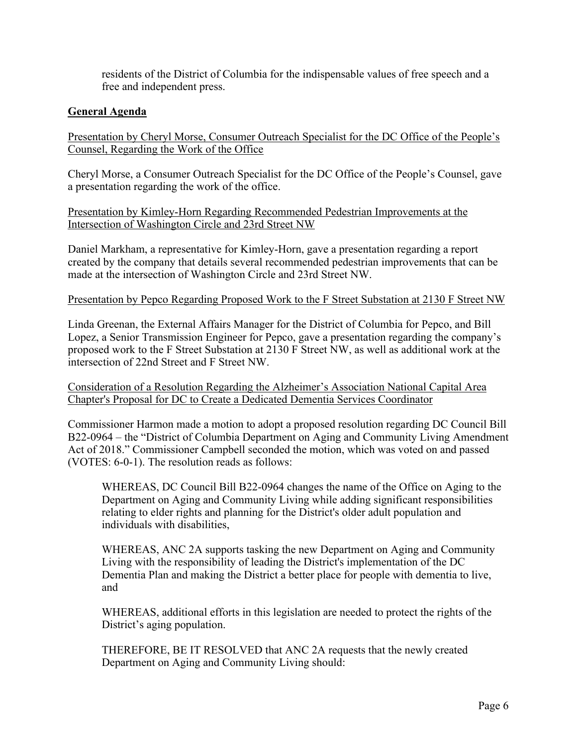residents of the District of Columbia for the indispensable values of free speech and a free and independent press.

## General Agenda

Presentation by Cheryl Morse, Consumer Outreach Specialist for the DC Office of the People's Counsel, Regarding the Work of the Office

Cheryl Morse, a Consumer Outreach Specialist for the DC Office of the People's Counsel, gave a presentation regarding the work of the office.

Presentation by Kimley-Horn Regarding Recommended Pedestrian Improvements at the Intersection of Washington Circle and 23rd Street NW

Daniel Markham, a representative for Kimley-Horn, gave a presentation regarding a report created by the company that details several recommended pedestrian improvements that can be made at the intersection of Washington Circle and 23rd Street NW.

Presentation by Pepco Regarding Proposed Work to the F Street Substation at 2130 F Street NW

Linda Greenan, the External Affairs Manager for the District of Columbia for Pepco, and Bill Lopez, a Senior Transmission Engineer for Pepco, gave a presentation regarding the company's proposed work to the F Street Substation at 2130 F Street NW, as well as additional work at the intersection of 22nd Street and F Street NW.

Consideration of a Resolution Regarding the Alzheimer's Association National Capital Area Chapter's Proposal for DC to Create a Dedicated Dementia Services Coordinator

Commissioner Harmon made a motion to adopt a proposed resolution regarding DC Council Bill B22-0964 – the "District of Columbia Department on Aging and Community Living Amendment Act of 2018." Commissioner Campbell seconded the motion, which was voted on and passed (VOTES: 6-0-1). The resolution reads as follows:

> WHEREAS, DC Council Bill B22-0964 changes the name of the Office on Aging to the Department on Aging and Community Living while adding significant responsibilities relating to elder rights and planning for the District's older adult population and individuals with disabilities,
>
> WHEREAS, ANC 2A supports tasking the new Department on Aging and Community Living with the responsibility of leading the District's implementation of the DC Dementia Plan and making the District a better place for people with dementia to live, and
>
> WHEREAS, additional efforts in this legislation are needed to protect the rights of the District's aging population.
>
> THEREFORE, BE IT RESOLVED that ANC 2A requests that the newly created Department on Aging and Community Living should: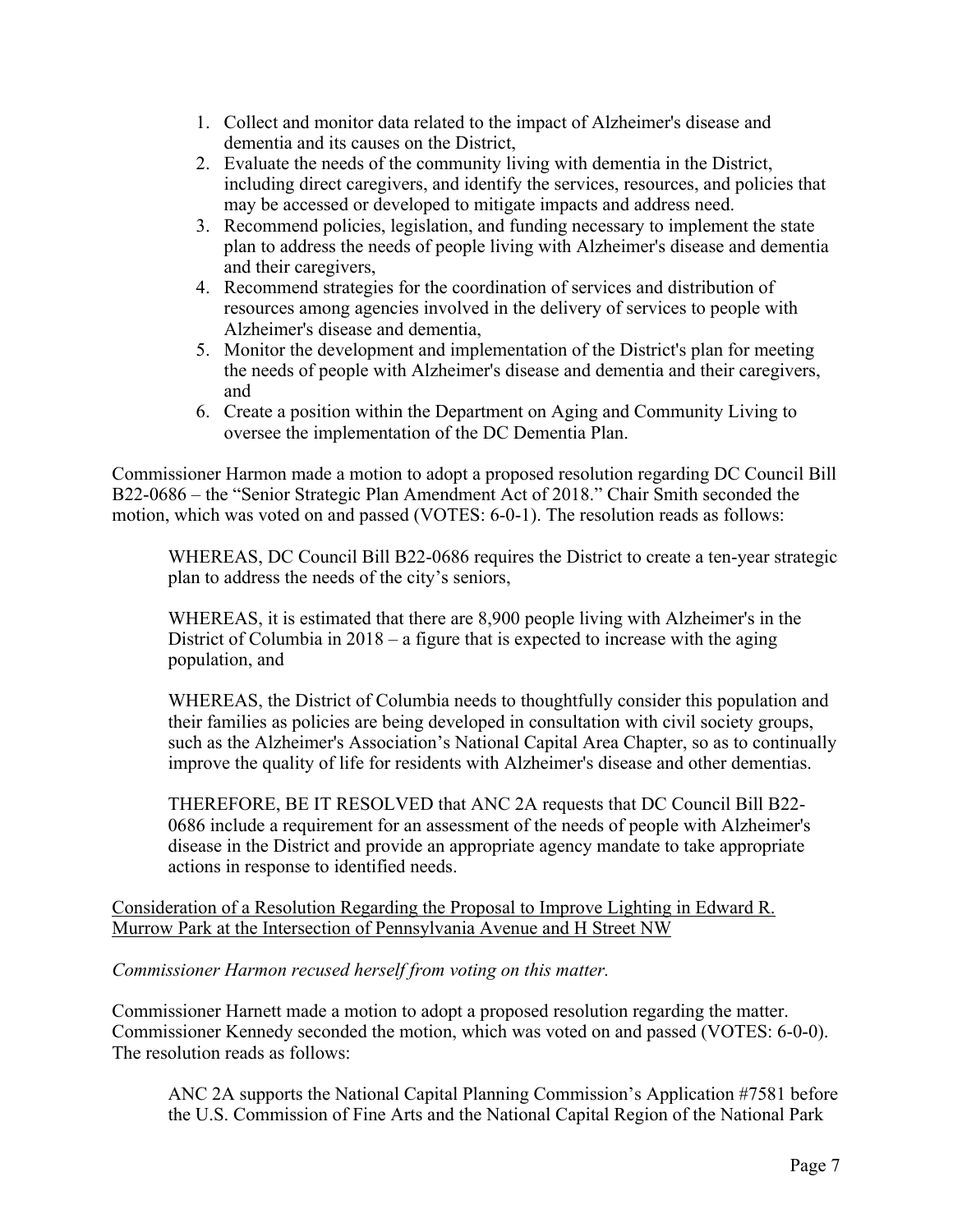1. Collect and monitor data related to the impact of Alzheimer's disease and dementia and its causes on the District,
2. Evaluate the needs of the community living with dementia in the District, including direct caregivers, and identify the services, resources, and policies that may be accessed or developed to mitigate impacts and address need.
3. Recommend policies, legislation, and funding necessary to implement the state plan to address the needs of people living with Alzheimer's disease and dementia and their caregivers,
4. Recommend strategies for the coordination of services and distribution of resources among agencies involved in the delivery of services to people with Alzheimer's disease and dementia,
5. Monitor the development and implementation of the District's plan for meeting the needs of people with Alzheimer's disease and dementia and their caregivers, and
6. Create a position within the Department on Aging and Community Living to oversee the implementation of the DC Dementia Plan.

Commissioner Harmon made a motion to adopt a proposed resolution regarding DC Council Bill B22-0686 – the "Senior Strategic Plan Amendment Act of 2018." Chair Smith seconded the motion, which was voted on and passed (VOTES: 6-0-1). The resolution reads as follows:

> WHEREAS, DC Council Bill B22-0686 requires the District to create a ten-year strategic plan to address the needs of the city's seniors,
>
> WHEREAS, it is estimated that there are 8,900 people living with Alzheimer's in the District of Columbia in 2018 – a figure that is expected to increase with the aging population, and
>
> WHEREAS, the District of Columbia needs to thoughtfully consider this population and their families as policies are being developed in consultation with civil society groups, such as the Alzheimer's Association's National Capital Area Chapter, so as to continually improve the quality of life for residents with Alzheimer's disease and other dementias.
>
> THEREFORE, BE IT RESOLVED that ANC 2A requests that DC Council Bill B22-0686 include a requirement for an assessment of the needs of people with Alzheimer's disease in the District and provide an appropriate agency mandate to take appropriate actions in response to identified needs.

<u>Consideration of a Resolution Regarding the Proposal to Improve Lighting in Edward R. Murrow Park at the Intersection of Pennsylvania Avenue and H Street NW</u>

*Commissioner Harmon recused herself from voting on this matter.*

Commissioner Harnett made a motion to adopt a proposed resolution regarding the matter. Commissioner Kennedy seconded the motion, which was voted on and passed (VOTES: 6-0-0). The resolution reads as follows:

> ANC 2A supports the National Capital Planning Commission's Application #7581 before the U.S. Commission of Fine Arts and the National Capital Region of the National Park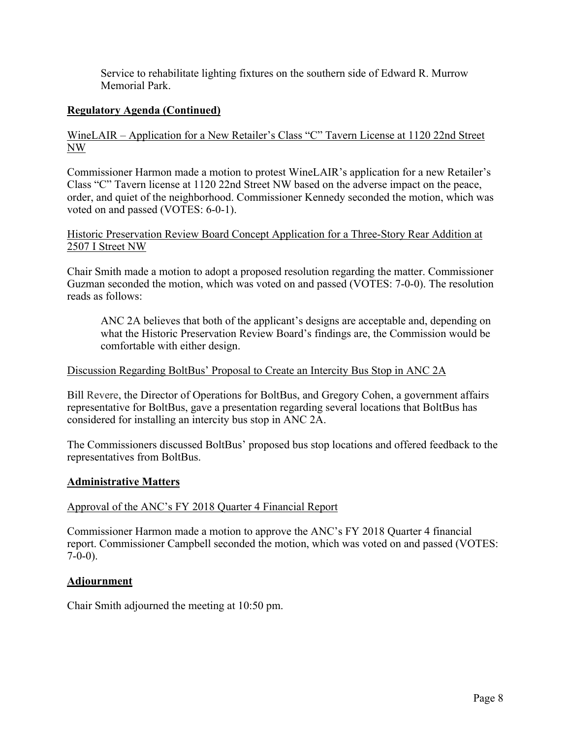Service to rehabilitate lighting fixtures on the southern side of Edward R. Murrow Memorial Park.

**Regulatory Agenda (Continued)**

WineLAIR – Application for a New Retailer's Class "C" Tavern License at 1120 22nd Street NW

Commissioner Harmon made a motion to protest WineLAIR's application for a new Retailer's Class "C" Tavern license at 1120 22nd Street NW based on the adverse impact on the peace, order, and quiet of the neighborhood. Commissioner Kennedy seconded the motion, which was voted on and passed (VOTES: 6-0-1).

Historic Preservation Review Board Concept Application for a Three-Story Rear Addition at 2507 I Street NW

Chair Smith made a motion to adopt a proposed resolution regarding the matter. Commissioner Guzman seconded the motion, which was voted on and passed (VOTES: 7-0-0). The resolution reads as follows:

> ANC 2A believes that both of the applicant's designs are acceptable and, depending on what the Historic Preservation Review Board's findings are, the Commission would be comfortable with either design.

Discussion Regarding BoltBus' Proposal to Create an Intercity Bus Stop in ANC 2A

Bill Revere, the Director of Operations for BoltBus, and Gregory Cohen, a government affairs representative for BoltBus, gave a presentation regarding several locations that BoltBus has considered for installing an intercity bus stop in ANC 2A.

The Commissioners discussed BoltBus' proposed bus stop locations and offered feedback to the representatives from BoltBus.

**Administrative Matters**

Approval of the ANC's FY 2018 Quarter 4 Financial Report

Commissioner Harmon made a motion to approve the ANC's FY 2018 Quarter 4 financial report. Commissioner Campbell seconded the motion, which was voted on and passed (VOTES: 7-0-0).

**Adjournment**

Chair Smith adjourned the meeting at 10:50 pm.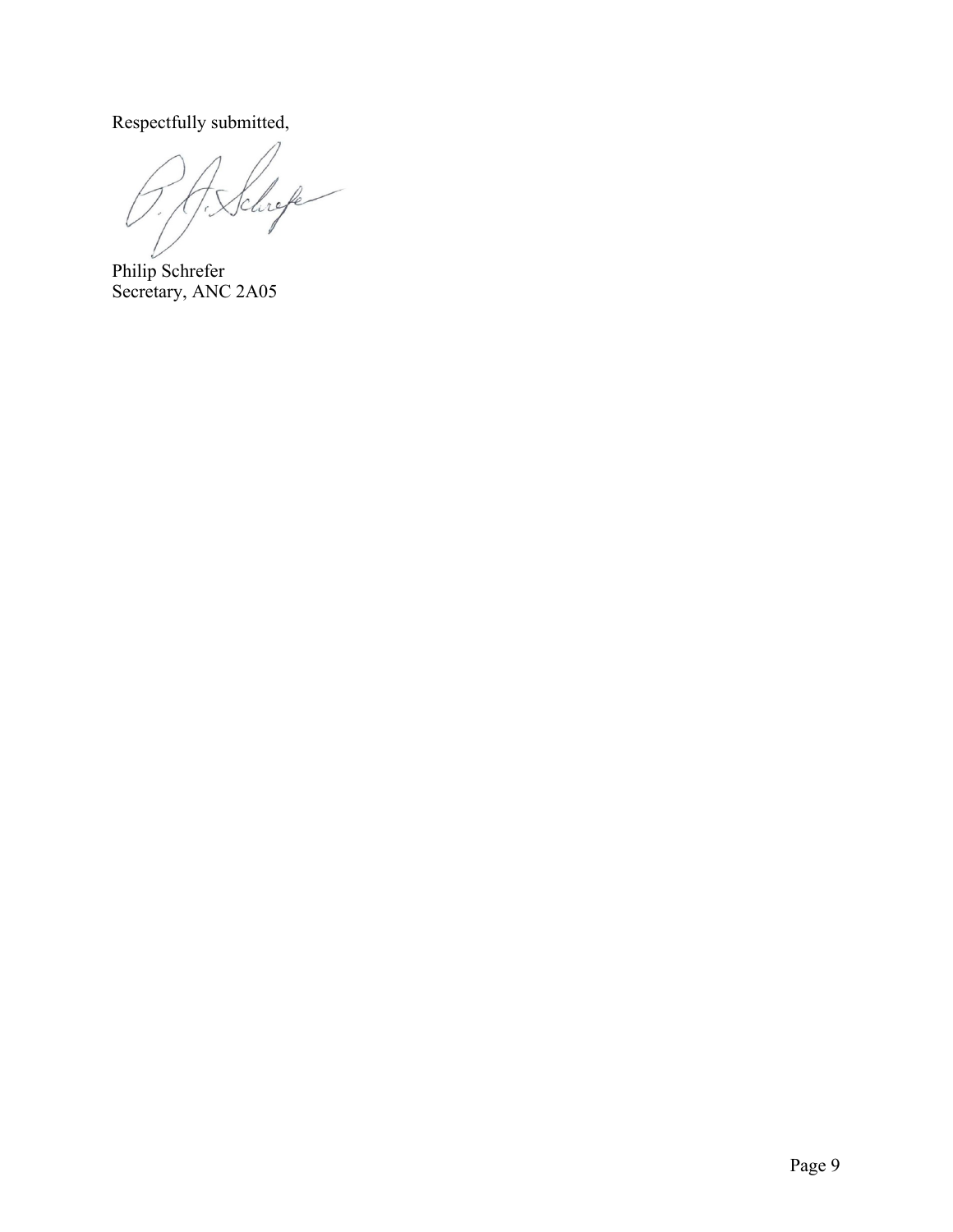Respectfully submitted,

Philip Schrefer
Secretary, ANC 2A05